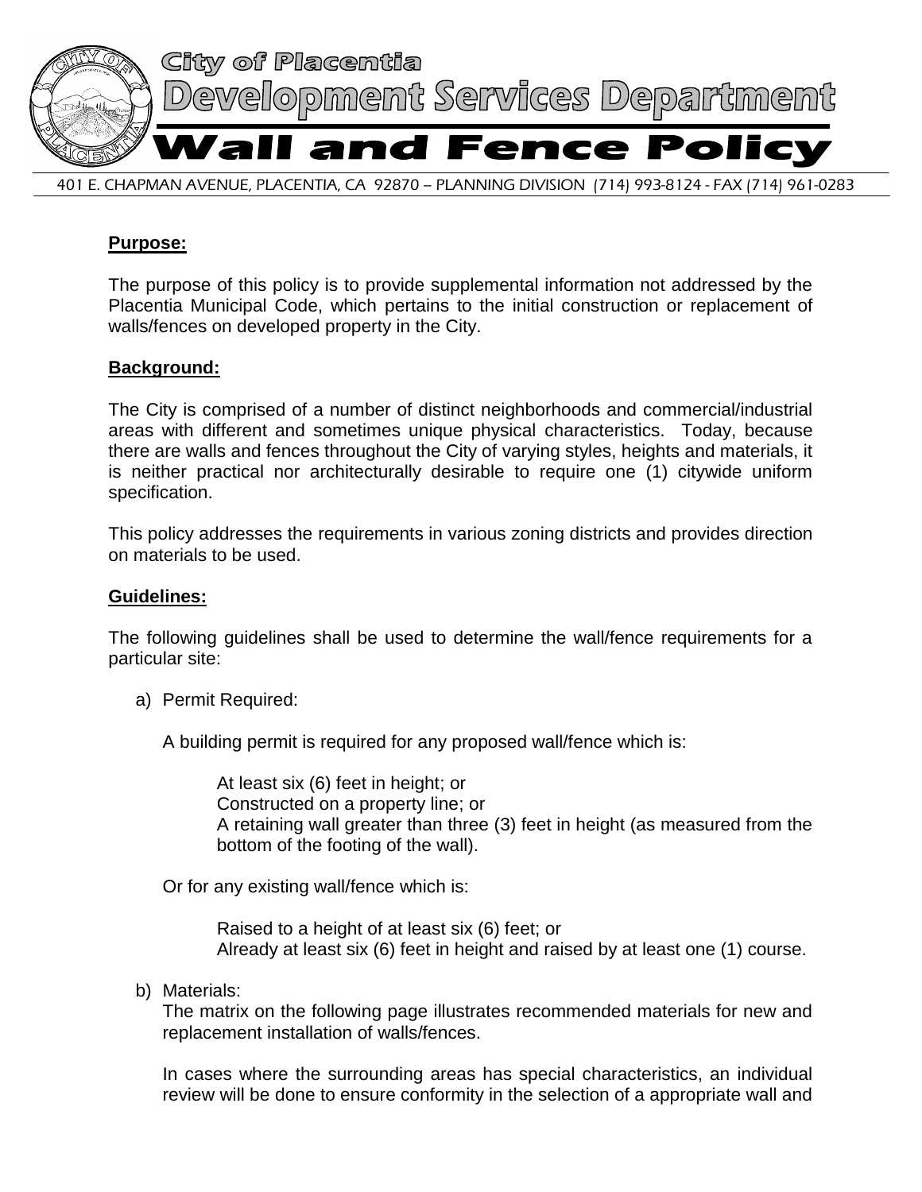# City of Placentia
## Development Services Department
# Wall and Fence Policy

401 E. CHAPMAN AVENUE, PLACENTIA, CA 92870 – PLANNING DIVISION (714) 993-8124 - FAX (714) 961-0283

**Purpose:**

The purpose of this policy is to provide supplemental information not addressed by the Placentia Municipal Code, which pertains to the initial construction or replacement of walls/fences on developed property in the City.

**Background:**

The City is comprised of a number of distinct neighborhoods and commercial/industrial areas with different and sometimes unique physical characteristics. Today, because there are walls and fences throughout the City of varying styles, heights and materials, it is neither practical nor architecturally desirable to require one (1) citywide uniform specification.

This policy addresses the requirements in various zoning districts and provides direction on materials to be used.

**Guidelines:**

The following guidelines shall be used to determine the wall/fence requirements for a particular site:

a) Permit Required:

   A building permit is required for any proposed wall/fence which is:

   At least six (6) feet in height; or
   Constructed on a property line; or
   A retaining wall greater than three (3) feet in height (as measured from the bottom of the footing of the wall).

   Or for any existing wall/fence which is:

   Raised to a height of at least six (6) feet; or
   Already at least six (6) feet in height and raised by at least one (1) course.

b) Materials:
   The matrix on the following page illustrates recommended materials for new and replacement installation of walls/fences.

   In cases where the surrounding areas has special characteristics, an individual review will be done to ensure conformity in the selection of a appropriate wall and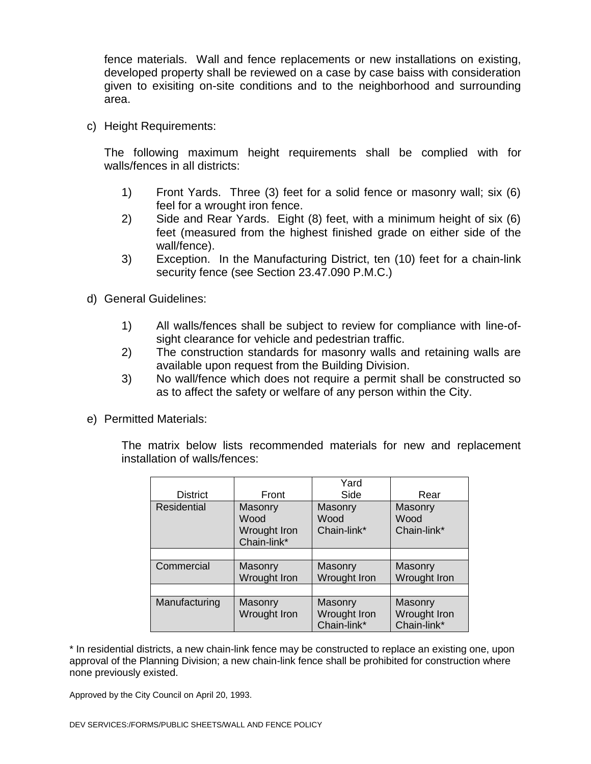fence materials. Wall and fence replacements or new installations on existing, developed property shall be reviewed on a case by case baiss with consideration given to exisiting on-site conditions and to the neighborhood and surrounding area.

c) Height Requirements:

The following maximum height requirements shall be complied with for walls/fences in all districts:

1) Front Yards. Three (3) feet for a solid fence or masonry wall; six (6) feel for a wrought iron fence.
2) Side and Rear Yards. Eight (8) feet, with a minimum height of six (6) feet (measured from the highest finished grade on either side of the wall/fence).
3) Exception. In the Manufacturing District, ten (10) feet for a chain-link security fence (see Section 23.47.090 P.M.C.)

d) General Guidelines:

1) All walls/fences shall be subject to review for compliance with line-of-sight clearance for vehicle and pedestrian traffic.
2) The construction standards for masonry walls and retaining walls are available upon request from the Building Division.
3) No wall/fence which does not require a permit shall be constructed so as to affect the safety or welfare of any person within the City.

e) Permitted Materials:

The matrix below lists recommended materials for new and replacement installation of walls/fences:

| District | Front | Yard<br>Side | Rear |
|---|---|---|---|
| Residential | Masonry<br>Wood<br>Wrought Iron<br>Chain-link* | Masonry<br>Wood<br>Chain-link* | Masonry<br>Wood<br>Chain-link* |
| | | | |
| Commercial | Masonry<br>Wrought Iron | Masonry<br>Wrought Iron | Masonry<br>Wrought Iron |
| | | | |
| Manufacturing | Masonry<br>Wrought Iron | Masonry<br>Wrought Iron<br>Chain-link* | Masonry<br>Wrought Iron<br>Chain-link* |

* In residential districts, a new chain-link fence may be constructed to replace an existing one, upon approval of the Planning Division; a new chain-link fence shall be prohibited for construction where none previously existed.

Approved by the City Council on April 20, 1993.

DEV SERVICES:/FORMS/PUBLIC SHEETS/WALL AND FENCE POLICY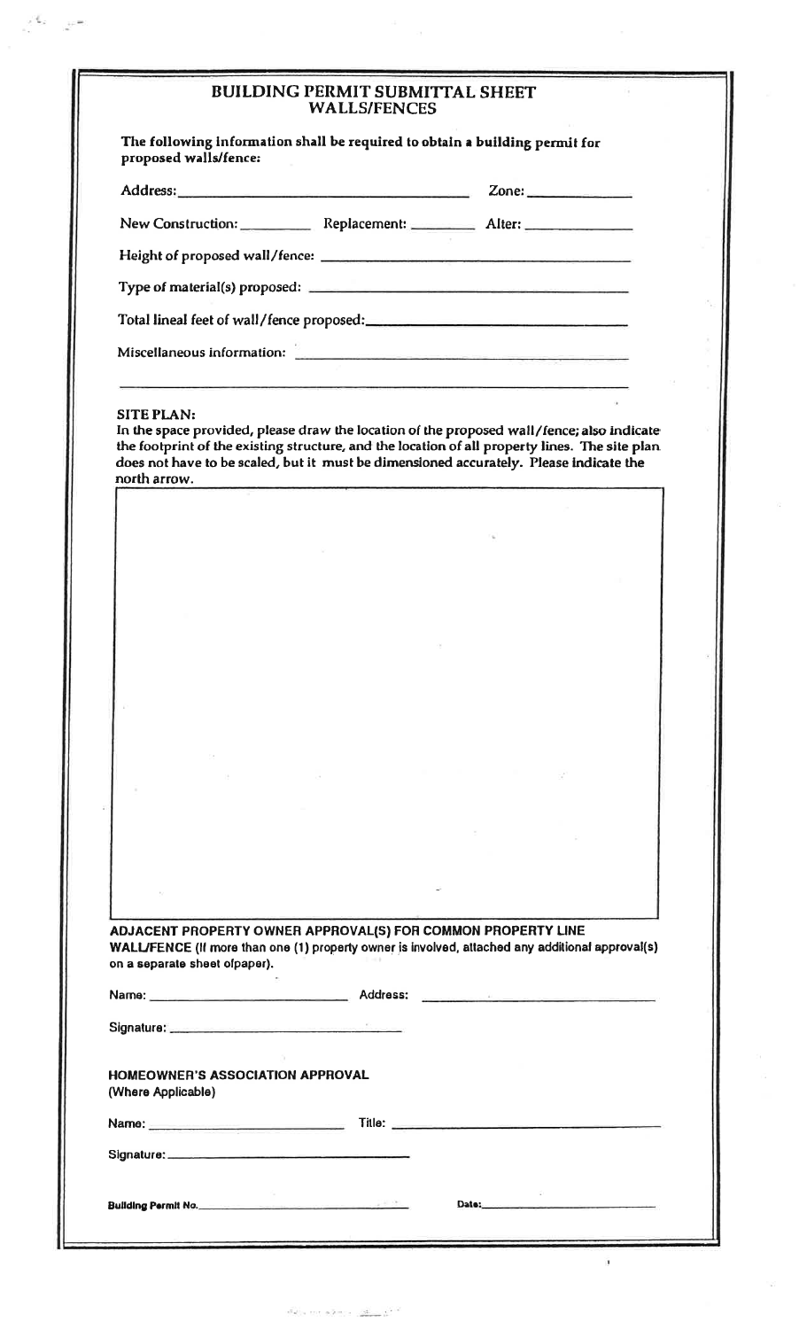# BUILDING PERMIT SUBMITTAL SHEET
## WALLS/FENCES

**The following information shall be required to obtain a building permit for proposed walls/fence:**

Address: ______________________________ Zone: ____________

New Construction: ________ Replacement: ________ Alter: ____________

Height of proposed wall/fence: ______________________________

Type of material(s) proposed: ______________________________

Total lineal feet of wall/fence proposed: ______________________________

Miscellaneous information: ______________________________

______________________________________________________________

**SITE PLAN:**
**In the space provided, please draw the location of the proposed wall/fence; also indicate the footprint of the existing structure, and the location of all property lines. The site plan does not have to be scaled, but it must be dimensioned accurately. Please indicate the north arrow.**

**ADJACENT PROPERTY OWNER APPROVAL(S) FOR COMMON PROPERTY LINE WALL/FENCE** (If more than one (1) property owner is involved, attached any additional approval(s) on a separate sheet ofpaper).

Name: ______________________ Address: ______________________________

Signature: ______________________________

**HOMEOWNER'S ASSOCIATION APPROVAL**
**(Where Applicable)**

Name: ______________________ Title: ______________________________

Signature: ______________________________

**Building Permit No.** ______________________________ **Date:** ______________________